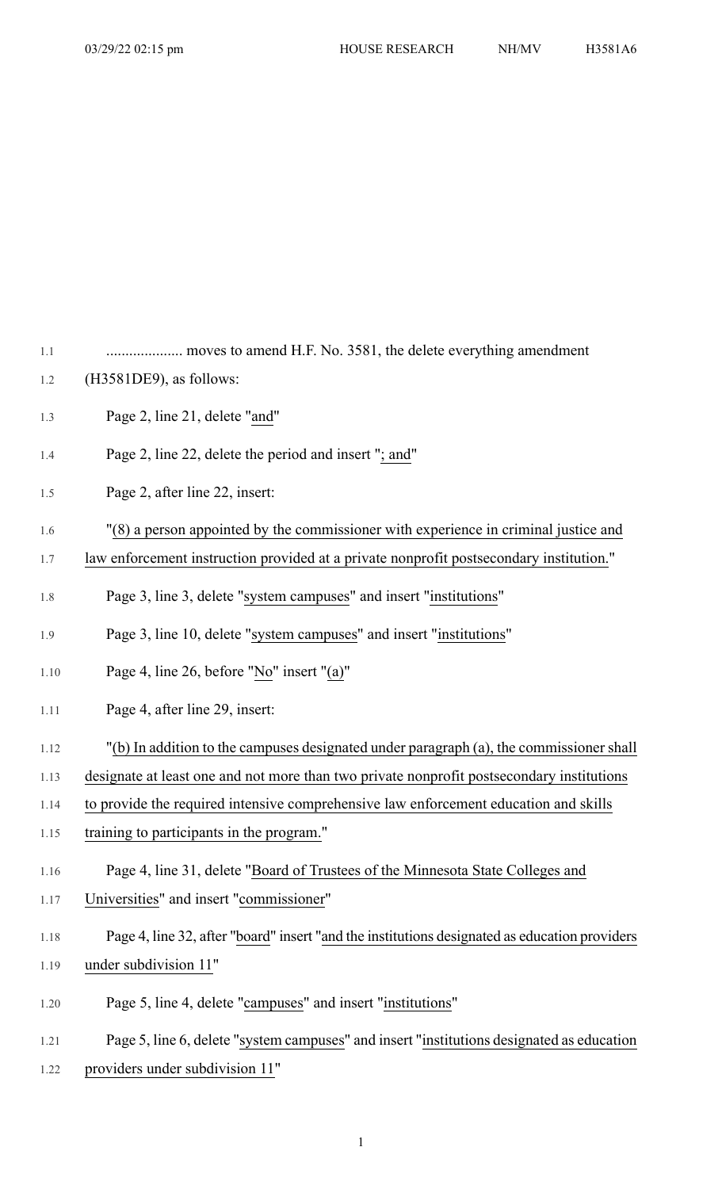.................... moves to amend H.F. No. 3581, the delete everything amendment (H3581DE9), as follows:

Page 2, line 21, delete "and"

Page 2, line 22, delete the period and insert "; and"

Page 2, after line 22, insert:

"(8) a person appointed by the commissioner with experience in criminal justice and law enforcement instruction provided at a private nonprofit postsecondary institution."

Page 3, line 3, delete "system campuses" and insert "institutions"

Page 3, line 10, delete "system campuses" and insert "institutions"

Page 4, line 26, before "No" insert "(a)"

Page 4, after line 29, insert:

"(b) In addition to the campuses designated under paragraph (a), the commissioner shall designate at least one and not more than two private nonprofit postsecondary institutions to provide the required intensive comprehensive law enforcement education and skills training to participants in the program."

Page 4, line 31, delete "Board of Trustees of the Minnesota State Colleges and Universities" and insert "commissioner"

Page 4, line 32, after "board" insert "and the institutions designated as education providers under subdivision 11"

Page 5, line 4, delete "campuses" and insert "institutions"

Page 5, line 6, delete "system campuses" and insert "institutions designated as education providers under subdivision 11"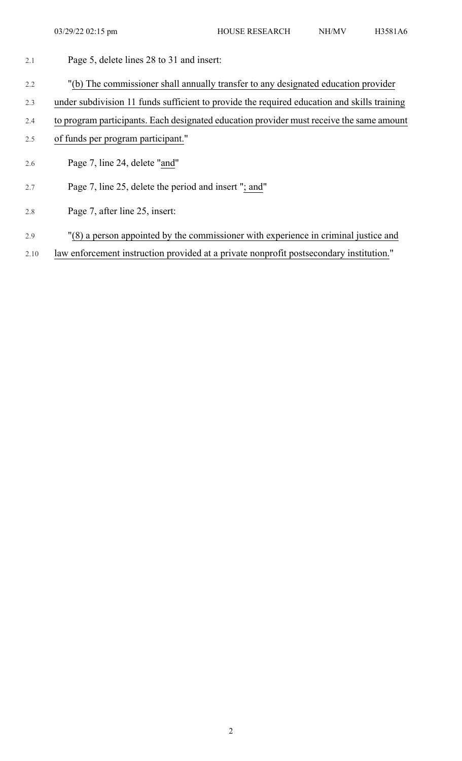Page 5, delete lines 28 to 31 and insert:

"(b) The commissioner shall annually transfer to any designated education provider under subdivision 11 funds sufficient to provide the required education and skills training to program participants. Each designated education provider must receive the same amount of funds per program participant."

Page 7, line 24, delete "and"

Page 7, line 25, delete the period and insert "; and"

Page 7, after line 25, insert:

"(8) a person appointed by the commissioner with experience in criminal justice and law enforcement instruction provided at a private nonprofit postsecondary institution."